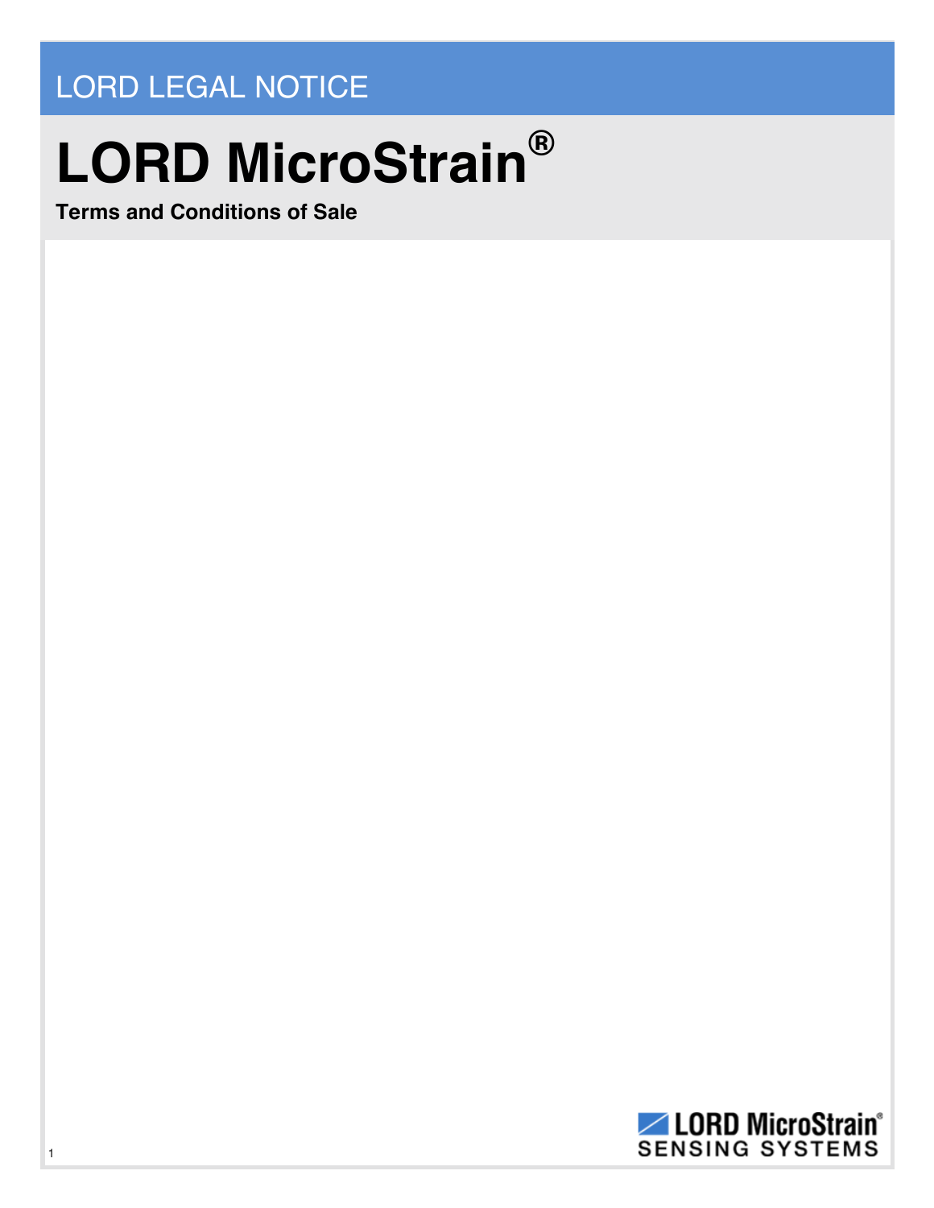LORD LEGAL NOTICE

# LORD MicroStrain®

**Terms and Conditions of Sale**

LORD MicroStrain®
SENSING SYSTEMS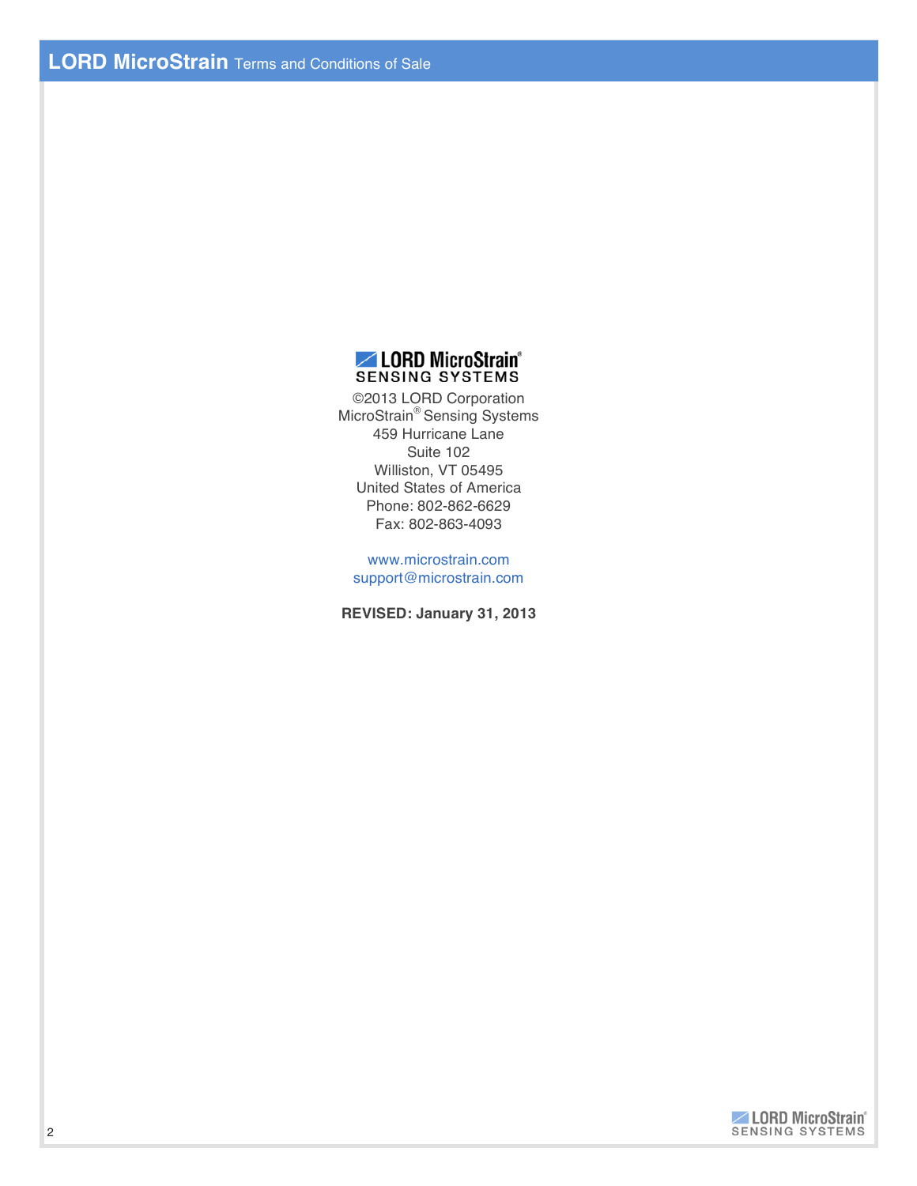**LORD MicroStrain®**
**SENSING SYSTEMS**

©2013 LORD Corporation
MicroStrain® Sensing Systems
459 Hurricane Lane
Suite 102
Williston, VT 05495
United States of America
Phone: 802-862-6629
Fax: 802-863-4093

www.microstrain.com
support@microstrain.com

**REVISED: January 31, 2013**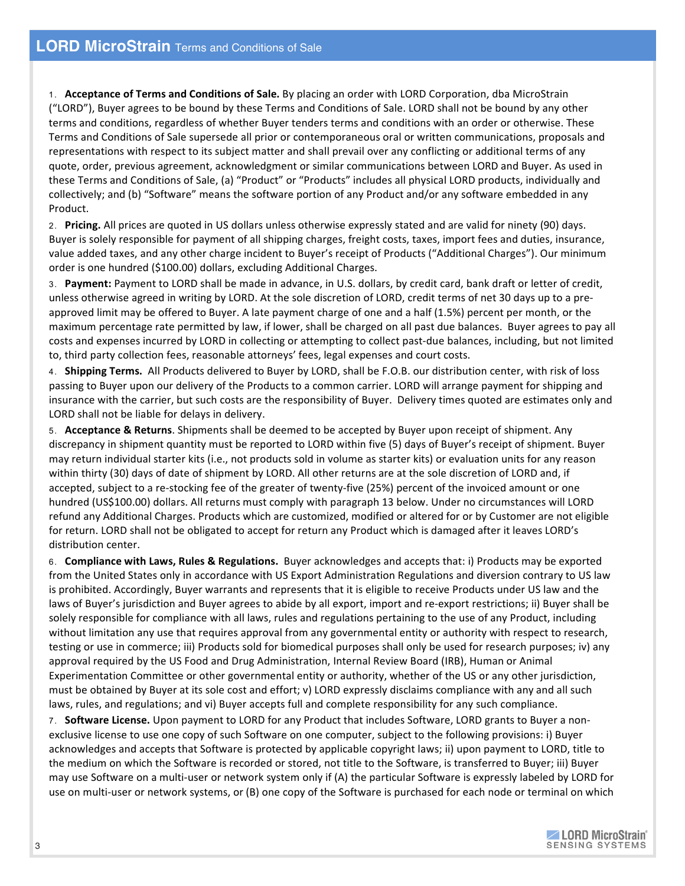1. **Acceptance of Terms and Conditions of Sale.** By placing an order with LORD Corporation, dba MicroStrain ("LORD"), Buyer agrees to be bound by these Terms and Conditions of Sale. LORD shall not be bound by any other terms and conditions, regardless of whether Buyer tenders terms and conditions with an order or otherwise. These Terms and Conditions of Sale supersede all prior or contemporaneous oral or written communications, proposals and representations with respect to its subject matter and shall prevail over any conflicting or additional terms of any quote, order, previous agreement, acknowledgment or similar communications between LORD and Buyer. As used in these Terms and Conditions of Sale, (a) "Product" or "Products" includes all physical LORD products, individually and collectively; and (b) "Software" means the software portion of any Product and/or any software embedded in any Product.

2. **Pricing.** All prices are quoted in US dollars unless otherwise expressly stated and are valid for ninety (90) days. Buyer is solely responsible for payment of all shipping charges, freight costs, taxes, import fees and duties, insurance, value added taxes, and any other charge incident to Buyer's receipt of Products ("Additional Charges"). Our minimum order is one hundred ($100.00) dollars, excluding Additional Charges.

3. **Payment:** Payment to LORD shall be made in advance, in U.S. dollars, by credit card, bank draft or letter of credit, unless otherwise agreed in writing by LORD. At the sole discretion of LORD, credit terms of net 30 days up to a pre-approved limit may be offered to Buyer. A late payment charge of one and a half (1.5%) percent per month, or the maximum percentage rate permitted by law, if lower, shall be charged on all past due balances. Buyer agrees to pay all costs and expenses incurred by LORD in collecting or attempting to collect past-due balances, including, but not limited to, third party collection fees, reasonable attorneys' fees, legal expenses and court costs.

4. **Shipping Terms.** All Products delivered to Buyer by LORD, shall be F.O.B. our distribution center, with risk of loss passing to Buyer upon our delivery of the Products to a common carrier. LORD will arrange payment for shipping and insurance with the carrier, but such costs are the responsibility of Buyer. Delivery times quoted are estimates only and LORD shall not be liable for delays in delivery.

5. **Acceptance & Returns**. Shipments shall be deemed to be accepted by Buyer upon receipt of shipment. Any discrepancy in shipment quantity must be reported to LORD within five (5) days of Buyer's receipt of shipment. Buyer may return individual starter kits (i.e., not products sold in volume as starter kits) or evaluation units for any reason within thirty (30) days of date of shipment by LORD. All other returns are at the sole discretion of LORD and, if accepted, subject to a re-stocking fee of the greater of twenty-five (25%) percent of the invoiced amount or one hundred (US$100.00) dollars. All returns must comply with paragraph 13 below. Under no circumstances will LORD refund any Additional Charges. Products which are customized, modified or altered for or by Customer are not eligible for return. LORD shall not be obligated to accept for return any Product which is damaged after it leaves LORD's distribution center.

6. **Compliance with Laws, Rules & Regulations.** Buyer acknowledges and accepts that: i) Products may be exported from the United States only in accordance with US Export Administration Regulations and diversion contrary to US law is prohibited. Accordingly, Buyer warrants and represents that it is eligible to receive Products under US law and the laws of Buyer's jurisdiction and Buyer agrees to abide by all export, import and re-export restrictions; ii) Buyer shall be solely responsible for compliance with all laws, rules and regulations pertaining to the use of any Product, including without limitation any use that requires approval from any governmental entity or authority with respect to research, testing or use in commerce; iii) Products sold for biomedical purposes shall only be used for research purposes; iv) any approval required by the US Food and Drug Administration, Internal Review Board (IRB), Human or Animal Experimentation Committee or other governmental entity or authority, whether of the US or any other jurisdiction, must be obtained by Buyer at its sole cost and effort; v) LORD expressly disclaims compliance with any and all such laws, rules, and regulations; and vi) Buyer accepts full and complete responsibility for any such compliance.

7. **Software License.** Upon payment to LORD for any Product that includes Software, LORD grants to Buyer a non-exclusive license to use one copy of such Software on one computer, subject to the following provisions: i) Buyer acknowledges and accepts that Software is protected by applicable copyright laws; ii) upon payment to LORD, title to the medium on which the Software is recorded or stored, not title to the Software, is transferred to Buyer; iii) Buyer may use Software on a multi-user or network system only if (A) the particular Software is expressly labeled by LORD for use on multi-user or network systems, or (B) one copy of the Software is purchased for each node or terminal on which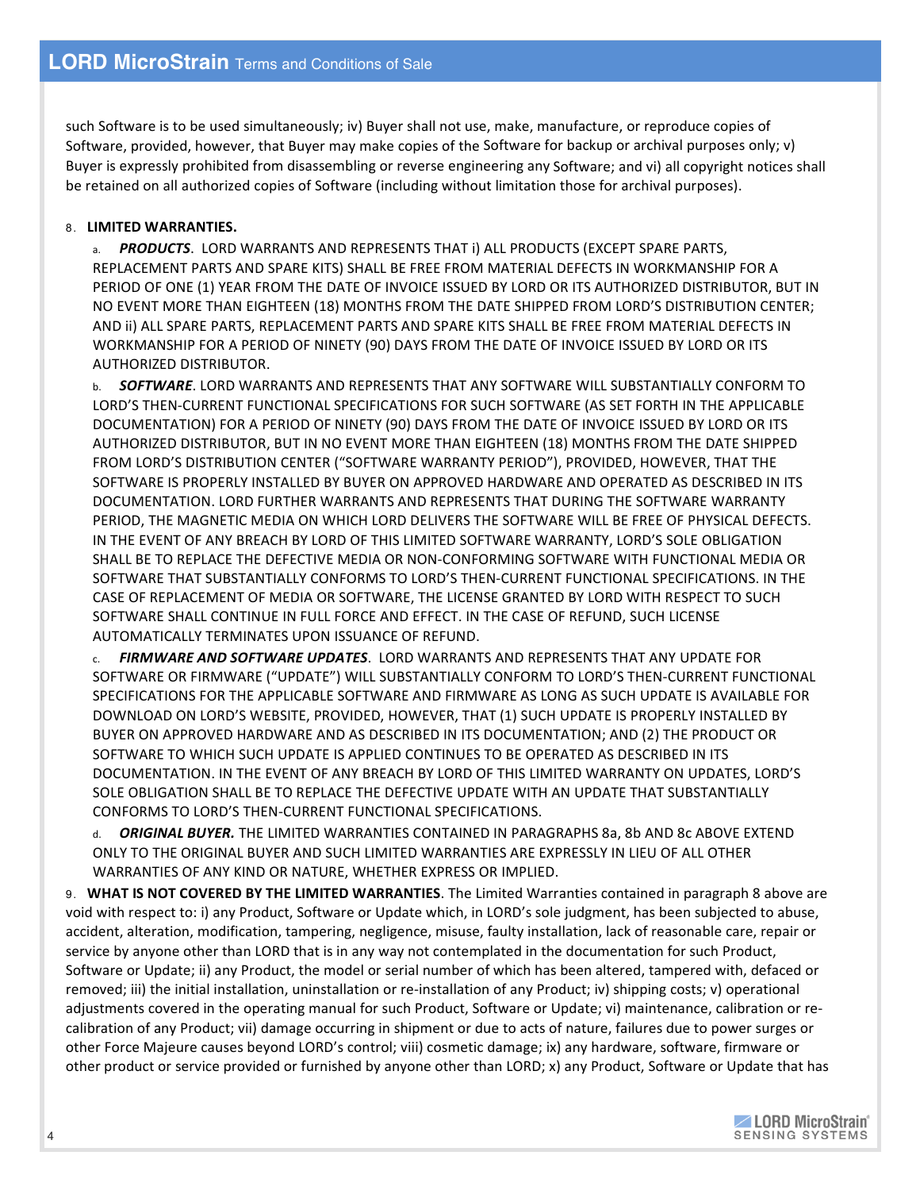such Software is to be used simultaneously; iv) Buyer shall not use, make, manufacture, or reproduce copies of Software, provided, however, that Buyer may make copies of the Software for backup or archival purposes only; v) Buyer is expressly prohibited from disassembling or reverse engineering any Software; and vi) all copyright notices shall be retained on all authorized copies of Software (including without limitation those for archival purposes).

8. **LIMITED WARRANTIES.**

a. ***PRODUCTS***. LORD WARRANTS AND REPRESENTS THAT i) ALL PRODUCTS (EXCEPT SPARE PARTS, REPLACEMENT PARTS AND SPARE KITS) SHALL BE FREE FROM MATERIAL DEFECTS IN WORKMANSHIP FOR A PERIOD OF ONE (1) YEAR FROM THE DATE OF INVOICE ISSUED BY LORD OR ITS AUTHORIZED DISTRIBUTOR, BUT IN NO EVENT MORE THAN EIGHTEEN (18) MONTHS FROM THE DATE SHIPPED FROM LORD'S DISTRIBUTION CENTER; AND ii) ALL SPARE PARTS, REPLACEMENT PARTS AND SPARE KITS SHALL BE FREE FROM MATERIAL DEFECTS IN WORKMANSHIP FOR A PERIOD OF NINETY (90) DAYS FROM THE DATE OF INVOICE ISSUED BY LORD OR ITS AUTHORIZED DISTRIBUTOR.

b. ***SOFTWARE***. LORD WARRANTS AND REPRESENTS THAT ANY SOFTWARE WILL SUBSTANTIALLY CONFORM TO LORD'S THEN-CURRENT FUNCTIONAL SPECIFICATIONS FOR SUCH SOFTWARE (AS SET FORTH IN THE APPLICABLE DOCUMENTATION) FOR A PERIOD OF NINETY (90) DAYS FROM THE DATE OF INVOICE ISSUED BY LORD OR ITS AUTHORIZED DISTRIBUTOR, BUT IN NO EVENT MORE THAN EIGHTEEN (18) MONTHS FROM THE DATE SHIPPED FROM LORD'S DISTRIBUTION CENTER ("SOFTWARE WARRANTY PERIOD"), PROVIDED, HOWEVER, THAT THE SOFTWARE IS PROPERLY INSTALLED BY BUYER ON APPROVED HARDWARE AND OPERATED AS DESCRIBED IN ITS DOCUMENTATION. LORD FURTHER WARRANTS AND REPRESENTS THAT DURING THE SOFTWARE WARRANTY PERIOD, THE MAGNETIC MEDIA ON WHICH LORD DELIVERS THE SOFTWARE WILL BE FREE OF PHYSICAL DEFECTS. IN THE EVENT OF ANY BREACH BY LORD OF THIS LIMITED SOFTWARE WARRANTY, LORD'S SOLE OBLIGATION SHALL BE TO REPLACE THE DEFECTIVE MEDIA OR NON-CONFORMING SOFTWARE WITH FUNCTIONAL MEDIA OR SOFTWARE THAT SUBSTANTIALLY CONFORMS TO LORD'S THEN-CURRENT FUNCTIONAL SPECIFICATIONS. IN THE CASE OF REPLACEMENT OF MEDIA OR SOFTWARE, THE LICENSE GRANTED BY LORD WITH RESPECT TO SUCH SOFTWARE SHALL CONTINUE IN FULL FORCE AND EFFECT. IN THE CASE OF REFUND, SUCH LICENSE AUTOMATICALLY TERMINATES UPON ISSUANCE OF REFUND.

c. ***FIRMWARE AND SOFTWARE UPDATES***. LORD WARRANTS AND REPRESENTS THAT ANY UPDATE FOR SOFTWARE OR FIRMWARE ("UPDATE") WILL SUBSTANTIALLY CONFORM TO LORD'S THEN-CURRENT FUNCTIONAL SPECIFICATIONS FOR THE APPLICABLE SOFTWARE AND FIRMWARE AS LONG AS SUCH UPDATE IS AVAILABLE FOR DOWNLOAD ON LORD'S WEBSITE, PROVIDED, HOWEVER, THAT (1) SUCH UPDATE IS PROPERLY INSTALLED BY BUYER ON APPROVED HARDWARE AND AS DESCRIBED IN ITS DOCUMENTATION; AND (2) THE PRODUCT OR SOFTWARE TO WHICH SUCH UPDATE IS APPLIED CONTINUES TO BE OPERATED AS DESCRIBED IN ITS DOCUMENTATION. IN THE EVENT OF ANY BREACH BY LORD OF THIS LIMITED WARRANTY ON UPDATES, LORD'S SOLE OBLIGATION SHALL BE TO REPLACE THE DEFECTIVE UPDATE WITH AN UPDATE THAT SUBSTANTIALLY CONFORMS TO LORD'S THEN-CURRENT FUNCTIONAL SPECIFICATIONS.

d. ***ORIGINAL BUYER.*** THE LIMITED WARRANTIES CONTAINED IN PARAGRAPHS 8a, 8b AND 8c ABOVE EXTEND ONLY TO THE ORIGINAL BUYER AND SUCH LIMITED WARRANTIES ARE EXPRESSLY IN LIEU OF ALL OTHER WARRANTIES OF ANY KIND OR NATURE, WHETHER EXPRESS OR IMPLIED.

9. **WHAT IS NOT COVERED BY THE LIMITED WARRANTIES**. The Limited Warranties contained in paragraph 8 above are void with respect to: i) any Product, Software or Update which, in LORD's sole judgment, has been subjected to abuse, accident, alteration, modification, tampering, negligence, misuse, faulty installation, lack of reasonable care, repair or service by anyone other than LORD that is in any way not contemplated in the documentation for such Product, Software or Update; ii) any Product, the model or serial number of which has been altered, tampered with, defaced or removed; iii) the initial installation, uninstallation or re-installation of any Product; iv) shipping costs; v) operational adjustments covered in the operating manual for such Product, Software or Update; vi) maintenance, calibration or re-calibration of any Product; vii) damage occurring in shipment or due to acts of nature, failures due to power surges or other Force Majeure causes beyond LORD's control; viii) cosmetic damage; ix) any hardware, software, firmware or other product or service provided or furnished by anyone other than LORD; x) any Product, Software or Update that has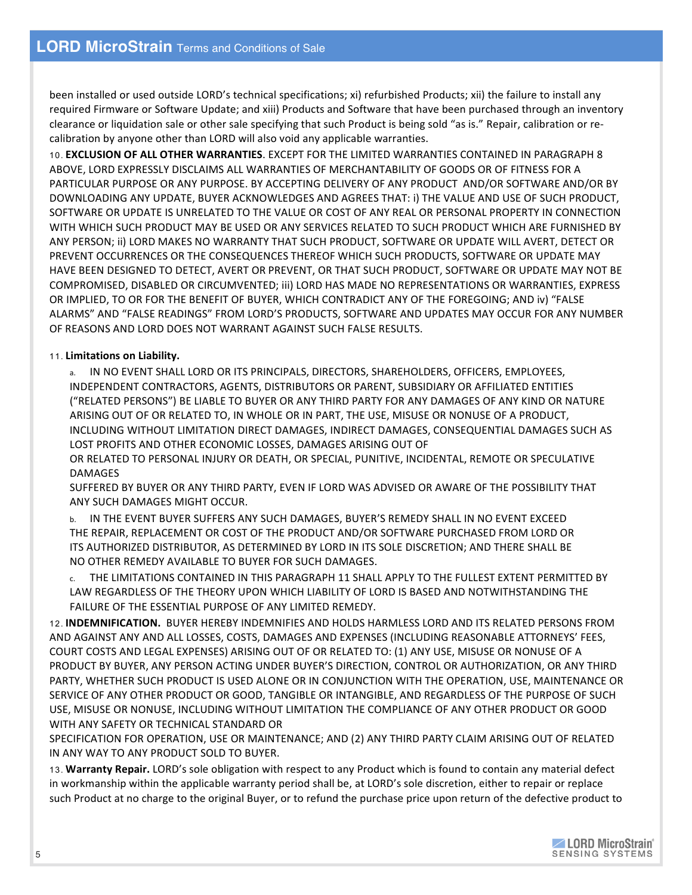been installed or used outside LORD's technical specifications; xi) refurbished Products; xii) the failure to install any required Firmware or Software Update; and xiii) Products and Software that have been purchased through an inventory clearance or liquidation sale or other sale specifying that such Product is being sold "as is." Repair, calibration or re-calibration by anyone other than LORD will also void any applicable warranties.

10. **EXCLUSION OF ALL OTHER WARRANTIES**. EXCEPT FOR THE LIMITED WARRANTIES CONTAINED IN PARAGRAPH 8 ABOVE, LORD EXPRESSLY DISCLAIMS ALL WARRANTIES OF MERCHANTABILITY OF GOODS OR OF FITNESS FOR A PARTICULAR PURPOSE OR ANY PURPOSE. BY ACCEPTING DELIVERY OF ANY PRODUCT AND/OR SOFTWARE AND/OR BY DOWNLOADING ANY UPDATE, BUYER ACKNOWLEDGES AND AGREES THAT: i) THE VALUE AND USE OF SUCH PRODUCT, SOFTWARE OR UPDATE IS UNRELATED TO THE VALUE OR COST OF ANY REAL OR PERSONAL PROPERTY IN CONNECTION WITH WHICH SUCH PRODUCT MAY BE USED OR ANY SERVICES RELATED TO SUCH PRODUCT WHICH ARE FURNISHED BY ANY PERSON; ii) LORD MAKES NO WARRANTY THAT SUCH PRODUCT, SOFTWARE OR UPDATE WILL AVERT, DETECT OR PREVENT OCCURRENCES OR THE CONSEQUENCES THEREOF WHICH SUCH PRODUCTS, SOFTWARE OR UPDATE MAY HAVE BEEN DESIGNED TO DETECT, AVERT OR PREVENT, OR THAT SUCH PRODUCT, SOFTWARE OR UPDATE MAY NOT BE COMPROMISED, DISABLED OR CIRCUMVENTED; iii) LORD HAS MADE NO REPRESENTATIONS OR WARRANTIES, EXPRESS OR IMPLIED, TO OR FOR THE BENEFIT OF BUYER, WHICH CONTRADICT ANY OF THE FOREGOING; AND iv) "FALSE ALARMS" AND "FALSE READINGS" FROM LORD'S PRODUCTS, SOFTWARE AND UPDATES MAY OCCUR FOR ANY NUMBER OF REASONS AND LORD DOES NOT WARRANT AGAINST SUCH FALSE RESULTS.

11. **Limitations on Liability.**

a. IN NO EVENT SHALL LORD OR ITS PRINCIPALS, DIRECTORS, SHAREHOLDERS, OFFICERS, EMPLOYEES, INDEPENDENT CONTRACTORS, AGENTS, DISTRIBUTORS OR PARENT, SUBSIDIARY OR AFFILIATED ENTITIES ("RELATED PERSONS") BE LIABLE TO BUYER OR ANY THIRD PARTY FOR ANY DAMAGES OF ANY KIND OR NATURE ARISING OUT OF OR RELATED TO, IN WHOLE OR IN PART, THE USE, MISUSE OR NONUSE OF A PRODUCT, INCLUDING WITHOUT LIMITATION DIRECT DAMAGES, INDIRECT DAMAGES, CONSEQUENTIAL DAMAGES SUCH AS LOST PROFITS AND OTHER ECONOMIC LOSSES, DAMAGES ARISING OUT OF OR RELATED TO PERSONAL INJURY OR DEATH, OR SPECIAL, PUNITIVE, INCIDENTAL, REMOTE OR SPECULATIVE DAMAGES SUFFERED BY BUYER OR ANY THIRD PARTY, EVEN IF LORD WAS ADVISED OR AWARE OF THE POSSIBILITY THAT ANY SUCH DAMAGES MIGHT OCCUR.

b. IN THE EVENT BUYER SUFFERS ANY SUCH DAMAGES, BUYER'S REMEDY SHALL IN NO EVENT EXCEED THE REPAIR, REPLACEMENT OR COST OF THE PRODUCT AND/OR SOFTWARE PURCHASED FROM LORD OR ITS AUTHORIZED DISTRIBUTOR, AS DETERMINED BY LORD IN ITS SOLE DISCRETION; AND THERE SHALL BE NO OTHER REMEDY AVAILABLE TO BUYER FOR SUCH DAMAGES.

c. THE LIMITATIONS CONTAINED IN THIS PARAGRAPH 11 SHALL APPLY TO THE FULLEST EXTENT PERMITTED BY LAW REGARDLESS OF THE THEORY UPON WHICH LIABILITY OF LORD IS BASED AND NOTWITHSTANDING THE FAILURE OF THE ESSENTIAL PURPOSE OF ANY LIMITED REMEDY.

12. **INDEMNIFICATION.** BUYER HEREBY INDEMNIFIES AND HOLDS HARMLESS LORD AND ITS RELATED PERSONS FROM AND AGAINST ANY AND ALL LOSSES, COSTS, DAMAGES AND EXPENSES (INCLUDING REASONABLE ATTORNEYS' FEES, COURT COSTS AND LEGAL EXPENSES) ARISING OUT OF OR RELATED TO: (1) ANY USE, MISUSE OR NONUSE OF A PRODUCT BY BUYER, ANY PERSON ACTING UNDER BUYER'S DIRECTION, CONTROL OR AUTHORIZATION, OR ANY THIRD PARTY, WHETHER SUCH PRODUCT IS USED ALONE OR IN CONJUNCTION WITH THE OPERATION, USE, MAINTENANCE OR SERVICE OF ANY OTHER PRODUCT OR GOOD, TANGIBLE OR INTANGIBLE, AND REGARDLESS OF THE PURPOSE OF SUCH USE, MISUSE OR NONUSE, INCLUDING WITHOUT LIMITATION THE COMPLIANCE OF ANY OTHER PRODUCT OR GOOD WITH ANY SAFETY OR TECHNICAL STANDARD OR SPECIFICATION FOR OPERATION, USE OR MAINTENANCE; AND (2) ANY THIRD PARTY CLAIM ARISING OUT OF RELATED IN ANY WAY TO ANY PRODUCT SOLD TO BUYER.

13. **Warranty Repair.** LORD's sole obligation with respect to any Product which is found to contain any material defect in workmanship within the applicable warranty period shall be, at LORD's sole discretion, either to repair or replace such Product at no charge to the original Buyer, or to refund the purchase price upon return of the defective product to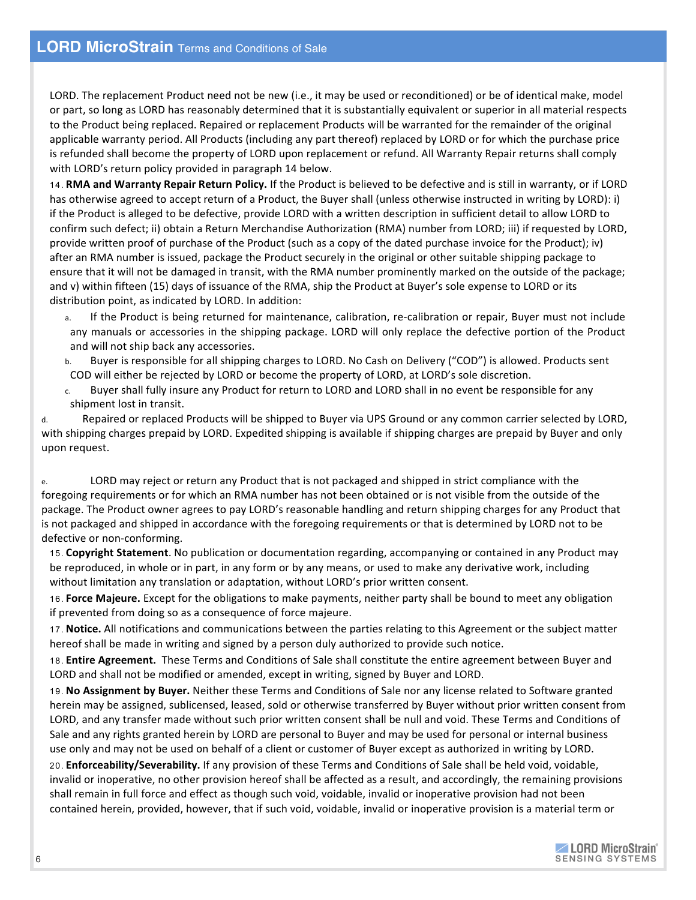LORD. The replacement Product need not be new (i.e., it may be used or reconditioned) or be of identical make, model or part, so long as LORD has reasonably determined that it is substantially equivalent or superior in all material respects to the Product being replaced. Repaired or replacement Products will be warranted for the remainder of the original applicable warranty period. All Products (including any part thereof) replaced by LORD or for which the purchase price is refunded shall become the property of LORD upon replacement or refund. All Warranty Repair returns shall comply with LORD's return policy provided in paragraph 14 below.

14. **RMA and Warranty Repair Return Policy.** If the Product is believed to be defective and is still in warranty, or if LORD has otherwise agreed to accept return of a Product, the Buyer shall (unless otherwise instructed in writing by LORD): i) if the Product is alleged to be defective, provide LORD with a written description in sufficient detail to allow LORD to confirm such defect; ii) obtain a Return Merchandise Authorization (RMA) number from LORD; iii) if requested by LORD, provide written proof of purchase of the Product (such as a copy of the dated purchase invoice for the Product); iv) after an RMA number is issued, package the Product securely in the original or other suitable shipping package to ensure that it will not be damaged in transit, with the RMA number prominently marked on the outside of the package; and v) within fifteen (15) days of issuance of the RMA, ship the Product at Buyer's sole expense to LORD or its distribution point, as indicated by LORD. In addition:

a. If the Product is being returned for maintenance, calibration, re-calibration or repair, Buyer must not include any manuals or accessories in the shipping package. LORD will only replace the defective portion of the Product and will not ship back any accessories.

b. Buyer is responsible for all shipping charges to LORD. No Cash on Delivery ("COD") is allowed. Products sent COD will either be rejected by LORD or become the property of LORD, at LORD's sole discretion.

c. Buyer shall fully insure any Product for return to LORD and LORD shall in no event be responsible for any shipment lost in transit.

d. Repaired or replaced Products will be shipped to Buyer via UPS Ground or any common carrier selected by LORD, with shipping charges prepaid by LORD. Expedited shipping is available if shipping charges are prepaid by Buyer and only upon request.

e. LORD may reject or return any Product that is not packaged and shipped in strict compliance with the foregoing requirements or for which an RMA number has not been obtained or is not visible from the outside of the package. The Product owner agrees to pay LORD's reasonable handling and return shipping charges for any Product that is not packaged and shipped in accordance with the foregoing requirements or that is determined by LORD not to be defective or non-conforming.

15. **Copyright Statement**. No publication or documentation regarding, accompanying or contained in any Product may be reproduced, in whole or in part, in any form or by any means, or used to make any derivative work, including without limitation any translation or adaptation, without LORD's prior written consent.

16. **Force Majeure.** Except for the obligations to make payments, neither party shall be bound to meet any obligation if prevented from doing so as a consequence of force majeure.

17. **Notice.** All notifications and communications between the parties relating to this Agreement or the subject matter hereof shall be made in writing and signed by a person duly authorized to provide such notice.

18. **Entire Agreement.** These Terms and Conditions of Sale shall constitute the entire agreement between Buyer and LORD and shall not be modified or amended, except in writing, signed by Buyer and LORD.

19. **No Assignment by Buyer.** Neither these Terms and Conditions of Sale nor any license related to Software granted herein may be assigned, sublicensed, leased, sold or otherwise transferred by Buyer without prior written consent from LORD, and any transfer made without such prior written consent shall be null and void. These Terms and Conditions of Sale and any rights granted herein by LORD are personal to Buyer and may be used for personal or internal business use only and may not be used on behalf of a client or customer of Buyer except as authorized in writing by LORD.

20. **Enforceability/Severability.** If any provision of these Terms and Conditions of Sale shall be held void, voidable, invalid or inoperative, no other provision hereof shall be affected as a result, and accordingly, the remaining provisions shall remain in full force and effect as though such void, voidable, invalid or inoperative provision had not been contained herein, provided, however, that if such void, voidable, invalid or inoperative provision is a material term or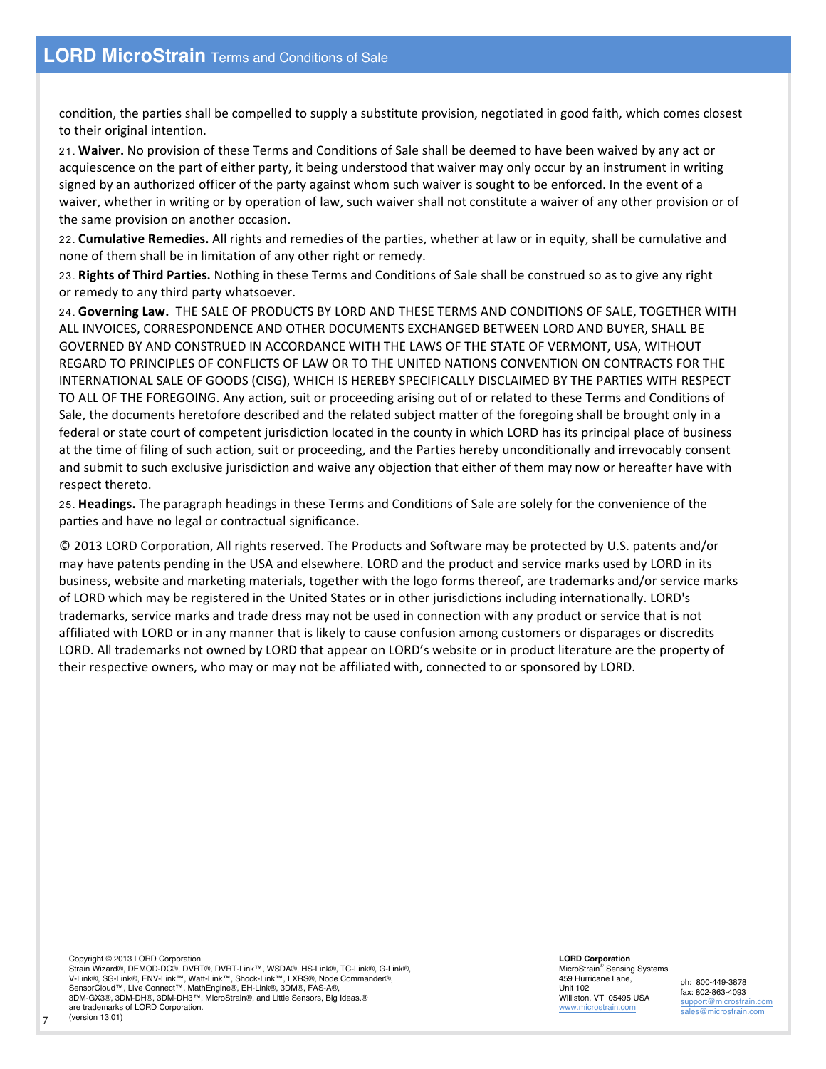condition, the parties shall be compelled to supply a substitute provision, negotiated in good faith, which comes closest to their original intention.

21. **Waiver.** No provision of these Terms and Conditions of Sale shall be deemed to have been waived by any act or acquiescence on the part of either party, it being understood that waiver may only occur by an instrument in writing signed by an authorized officer of the party against whom such waiver is sought to be enforced. In the event of a waiver, whether in writing or by operation of law, such waiver shall not constitute a waiver of any other provision or of the same provision on another occasion.

22. **Cumulative Remedies.** All rights and remedies of the parties, whether at law or in equity, shall be cumulative and none of them shall be in limitation of any other right or remedy.

23. **Rights of Third Parties.** Nothing in these Terms and Conditions of Sale shall be construed so as to give any right or remedy to any third party whatsoever.

24. **Governing Law.** THE SALE OF PRODUCTS BY LORD AND THESE TERMS AND CONDITIONS OF SALE, TOGETHER WITH ALL INVOICES, CORRESPONDENCE AND OTHER DOCUMENTS EXCHANGED BETWEEN LORD AND BUYER, SHALL BE GOVERNED BY AND CONSTRUED IN ACCORDANCE WITH THE LAWS OF THE STATE OF VERMONT, USA, WITHOUT REGARD TO PRINCIPLES OF CONFLICTS OF LAW OR TO THE UNITED NATIONS CONVENTION ON CONTRACTS FOR THE INTERNATIONAL SALE OF GOODS (CISG), WHICH IS HEREBY SPECIFICALLY DISCLAIMED BY THE PARTIES WITH RESPECT TO ALL OF THE FOREGOING. Any action, suit or proceeding arising out of or related to these Terms and Conditions of Sale, the documents heretofore described and the related subject matter of the foregoing shall be brought only in a federal or state court of competent jurisdiction located in the county in which LORD has its principal place of business at the time of filing of such action, suit or proceeding, and the Parties hereby unconditionally and irrevocably consent and submit to such exclusive jurisdiction and waive any objection that either of them may now or hereafter have with respect thereto.

25. **Headings.** The paragraph headings in these Terms and Conditions of Sale are solely for the convenience of the parties and have no legal or contractual significance.

© 2013 LORD Corporation, All rights reserved. The Products and Software may be protected by U.S. patents and/or may have patents pending in the USA and elsewhere. LORD and the product and service marks used by LORD in its business, website and marketing materials, together with the logo forms thereof, are trademarks and/or service marks of LORD which may be registered in the United States or in other jurisdictions including internationally. LORD's trademarks, service marks and trade dress may not be used in connection with any product or service that is not affiliated with LORD or in any manner that is likely to cause confusion among customers or disparages or discredits LORD. All trademarks not owned by LORD that appear on LORD's website or in product literature are the property of their respective owners, who may or may not be affiliated with, connected to or sponsored by LORD.

Copyright © 2013 LORD Corporation
Strain Wizard®, DEMOD-DC®, DVRT®, DVRT-Link™, WSDA®, HS-Link®, TC-Link®, G-Link®, V-Link®, SG-Link®, ENV-Link™, Watt-Link™, Shock-Link™, LXRS®, Node Commander®, SensorCloud™, Live Connect™, MathEngine®, EH-Link®, 3DM®, FAS-A®, 3DM-GX3®, 3DM-DH®, 3DM-DH3™, MicroStrain®, and Little Sensors, Big Ideas.® are trademarks of LORD Corporation.
(version 13.01)

**LORD Corporation**
MicroStrain® Sensing Systems
459 Hurricane Lane,
Unit 102
Williston, VT 05495 USA
www.microstrain.com

ph: 800-449-3878
fax: 802-863-4093
support@microstrain.com
sales@microstrain.com